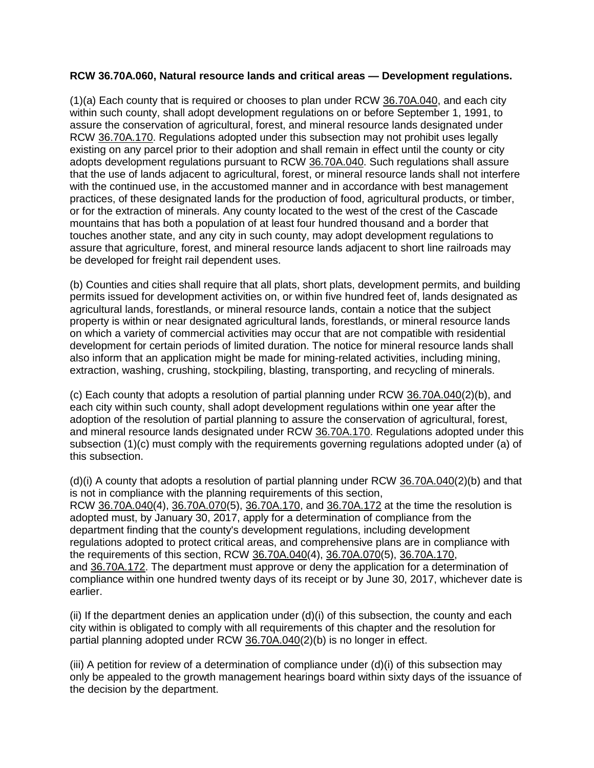**RCW 36.70A.060, Natural resource lands and critical areas — Development regulations.**

(1)(a) Each county that is required or chooses to plan under RCW 36.70A.040, and each city within such county, shall adopt development regulations on or before September 1, 1991, to assure the conservation of agricultural, forest, and mineral resource lands designated under RCW 36.70A.170. Regulations adopted under this subsection may not prohibit uses legally existing on any parcel prior to their adoption and shall remain in effect until the county or city adopts development regulations pursuant to RCW 36.70A.040. Such regulations shall assure that the use of lands adjacent to agricultural, forest, or mineral resource lands shall not interfere with the continued use, in the accustomed manner and in accordance with best management practices, of these designated lands for the production of food, agricultural products, or timber, or for the extraction of minerals. Any county located to the west of the crest of the Cascade mountains that has both a population of at least four hundred thousand and a border that touches another state, and any city in such county, may adopt development regulations to assure that agriculture, forest, and mineral resource lands adjacent to short line railroads may be developed for freight rail dependent uses.

(b) Counties and cities shall require that all plats, short plats, development permits, and building permits issued for development activities on, or within five hundred feet of, lands designated as agricultural lands, forestlands, or mineral resource lands, contain a notice that the subject property is within or near designated agricultural lands, forestlands, or mineral resource lands on which a variety of commercial activities may occur that are not compatible with residential development for certain periods of limited duration. The notice for mineral resource lands shall also inform that an application might be made for mining-related activities, including mining, extraction, washing, crushing, stockpiling, blasting, transporting, and recycling of minerals.

(c) Each county that adopts a resolution of partial planning under RCW 36.70A.040(2)(b), and each city within such county, shall adopt development regulations within one year after the adoption of the resolution of partial planning to assure the conservation of agricultural, forest, and mineral resource lands designated under RCW 36.70A.170. Regulations adopted under this subsection (1)(c) must comply with the requirements governing regulations adopted under (a) of this subsection.

(d)(i) A county that adopts a resolution of partial planning under RCW 36.70A.040(2)(b) and that is not in compliance with the planning requirements of this section, RCW 36.70A.040(4), 36.70A.070(5), 36.70A.170, and 36.70A.172 at the time the resolution is adopted must, by January 30, 2017, apply for a determination of compliance from the department finding that the county's development regulations, including development regulations adopted to protect critical areas, and comprehensive plans are in compliance with the requirements of this section, RCW 36.70A.040(4), 36.70A.070(5), 36.70A.170, and 36.70A.172. The department must approve or deny the application for a determination of compliance within one hundred twenty days of its receipt or by June 30, 2017, whichever date is earlier.

(ii) If the department denies an application under (d)(i) of this subsection, the county and each city within is obligated to comply with all requirements of this chapter and the resolution for partial planning adopted under RCW 36.70A.040(2)(b) is no longer in effect.

(iii) A petition for review of a determination of compliance under (d)(i) of this subsection may only be appealed to the growth management hearings board within sixty days of the issuance of the decision by the department.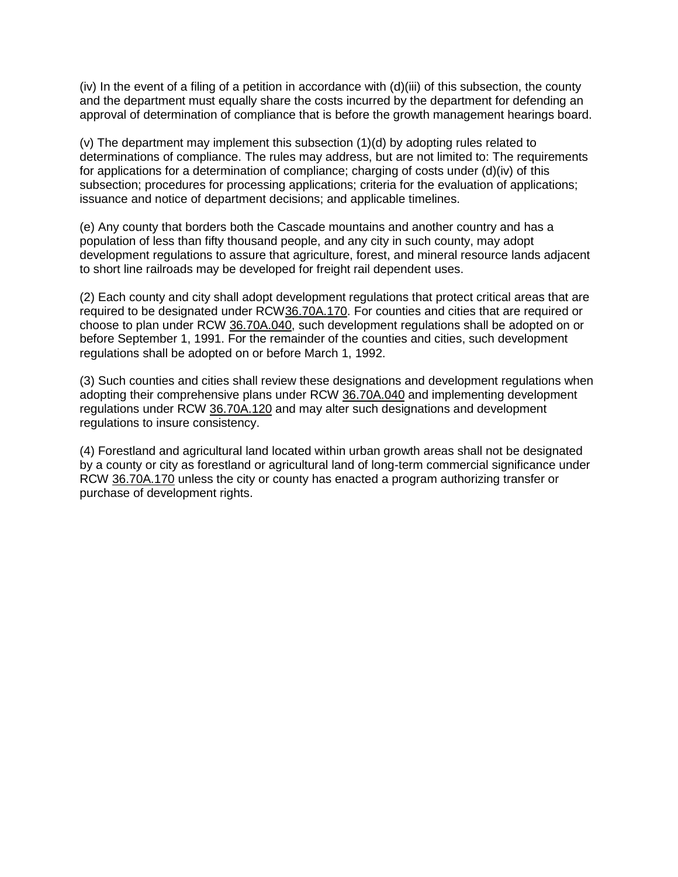(iv) In the event of a filing of a petition in accordance with (d)(iii) of this subsection, the county and the department must equally share the costs incurred by the department for defending an approval of determination of compliance that is before the growth management hearings board.

(v) The department may implement this subsection (1)(d) by adopting rules related to determinations of compliance. The rules may address, but are not limited to: The requirements for applications for a determination of compliance; charging of costs under (d)(iv) of this subsection; procedures for processing applications; criteria for the evaluation of applications; issuance and notice of department decisions; and applicable timelines.

(e) Any county that borders both the Cascade mountains and another country and has a population of less than fifty thousand people, and any city in such county, may adopt development regulations to assure that agriculture, forest, and mineral resource lands adjacent to short line railroads may be developed for freight rail dependent uses.

(2) Each county and city shall adopt development regulations that protect critical areas that are required to be designated under RCW36.70A.170. For counties and cities that are required or choose to plan under RCW 36.70A.040, such development regulations shall be adopted on or before September 1, 1991. For the remainder of the counties and cities, such development regulations shall be adopted on or before March 1, 1992.

(3) Such counties and cities shall review these designations and development regulations when adopting their comprehensive plans under RCW 36.70A.040 and implementing development regulations under RCW 36.70A.120 and may alter such designations and development regulations to insure consistency.

(4) Forestland and agricultural land located within urban growth areas shall not be designated by a county or city as forestland or agricultural land of long-term commercial significance under RCW 36.70A.170 unless the city or county has enacted a program authorizing transfer or purchase of development rights.